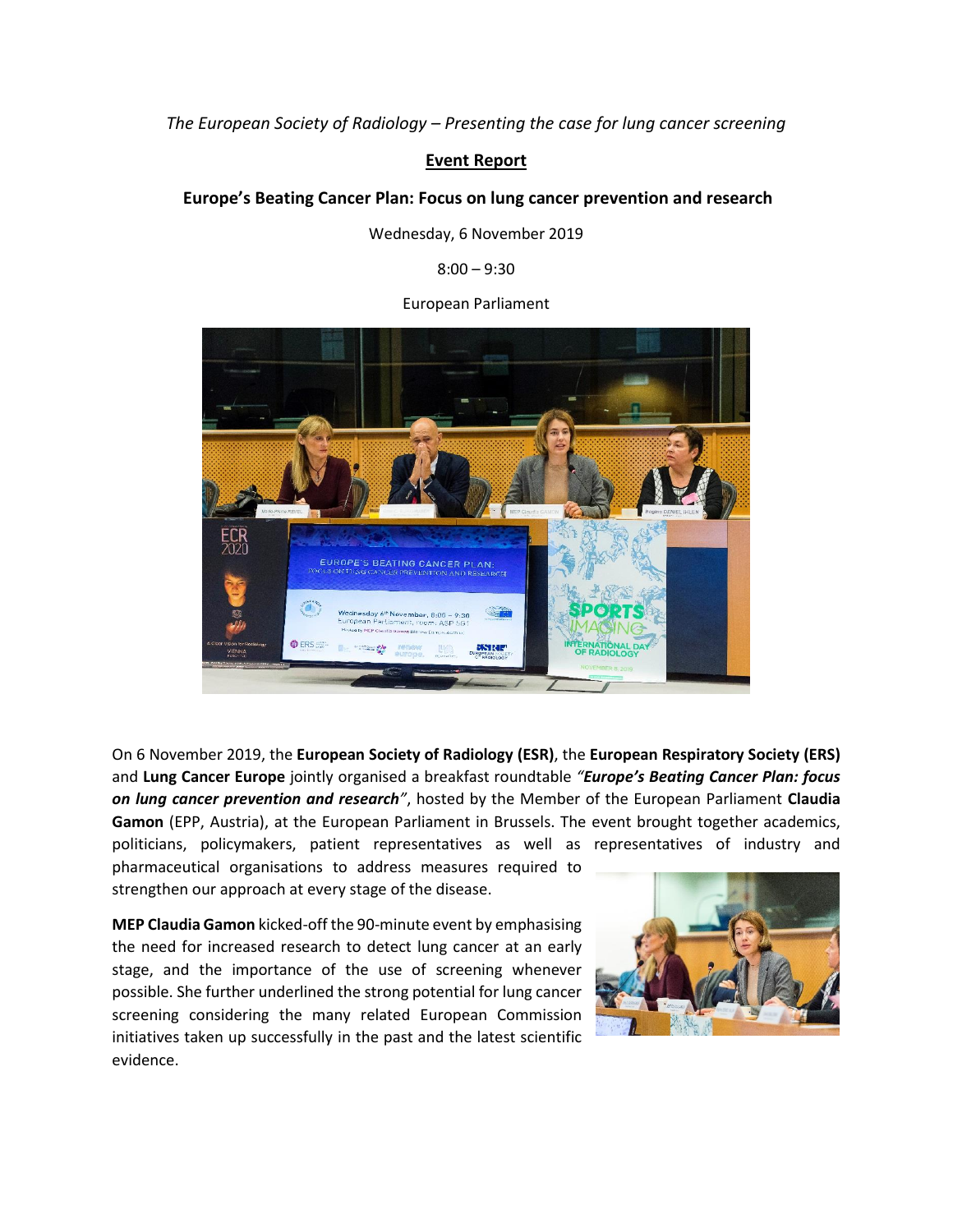*The European Society of Radiology – Presenting the case for lung cancer screening*

**Event Report**

**Europe's Beating Cancer Plan: Focus on lung cancer prevention and research**

Wednesday, 6 November 2019

8:00 – 9:30

European Parliament

On 6 November 2019, the **European Society of Radiology (ESR)**, the **European Respiratory Society (ERS)** and **Lung Cancer Europe** jointly organised a breakfast roundtable ***"Europe's Beating Cancer Plan: focus on lung cancer prevention and research"***, hosted by the Member of the European Parliament **Claudia Gamon** (EPP, Austria), at the European Parliament in Brussels. The event brought together academics, politicians, policymakers, patient representatives as well as representatives of industry and pharmaceutical organisations to address measures required to strengthen our approach at every stage of the disease.

**MEP Claudia Gamon** kicked-off the 90-minute event by emphasising the need for increased research to detect lung cancer at an early stage, and the importance of the use of screening whenever possible. She further underlined the strong potential for lung cancer screening considering the many related European Commission initiatives taken up successfully in the past and the latest scientific evidence.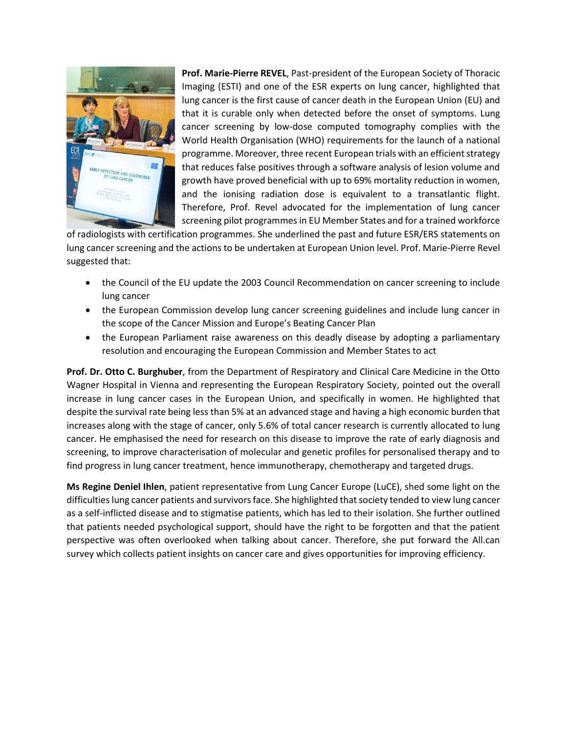**Prof. Marie-Pierre REVEL**, Past-president of the European Society of Thoracic Imaging (ESTI) and one of the ESR experts on lung cancer, highlighted that lung cancer is the first cause of cancer death in the European Union (EU) and that it is curable only when detected before the onset of symptoms. Lung cancer screening by low-dose computed tomography complies with the World Health Organisation (WHO) requirements for the launch of a national programme. Moreover, three recent European trials with an efficient strategy that reduces false positives through a software analysis of lesion volume and growth have proved beneficial with up to 69% mortality reduction in women, and the ionising radiation dose is equivalent to a transatlantic flight. Therefore, Prof. Revel advocated for the implementation of lung cancer screening pilot programmes in EU Member States and for a trained workforce of radiologists with certification programmes. She underlined the past and future ESR/ERS statements on lung cancer screening and the actions to be undertaken at European Union level. Prof. Marie-Pierre Revel suggested that:

- the Council of the EU update the 2003 Council Recommendation on cancer screening to include lung cancer
- the European Commission develop lung cancer screening guidelines and include lung cancer in the scope of the Cancer Mission and Europe's Beating Cancer Plan
- the European Parliament raise awareness on this deadly disease by adopting a parliamentary resolution and encouraging the European Commission and Member States to act

**Prof. Dr. Otto C. Burghuber**, from the Department of Respiratory and Clinical Care Medicine in the Otto Wagner Hospital in Vienna and representing the European Respiratory Society, pointed out the overall increase in lung cancer cases in the European Union, and specifically in women. He highlighted that despite the survival rate being less than 5% at an advanced stage and having a high economic burden that increases along with the stage of cancer, only 5.6% of total cancer research is currently allocated to lung cancer. He emphasised the need for research on this disease to improve the rate of early diagnosis and screening, to improve characterisation of molecular and genetic profiles for personalised therapy and to find progress in lung cancer treatment, hence immunotherapy, chemotherapy and targeted drugs.

**Ms Regine Deniel Ihlen**, patient representative from Lung Cancer Europe (LuCE), shed some light on the difficulties lung cancer patients and survivors face. She highlighted that society tended to view lung cancer as a self-inflicted disease and to stigmatise patients, which has led to their isolation. She further outlined that patients needed psychological support, should have the right to be forgotten and that the patient perspective was often overlooked when talking about cancer. Therefore, she put forward the All.can survey which collects patient insights on cancer care and gives opportunities for improving efficiency.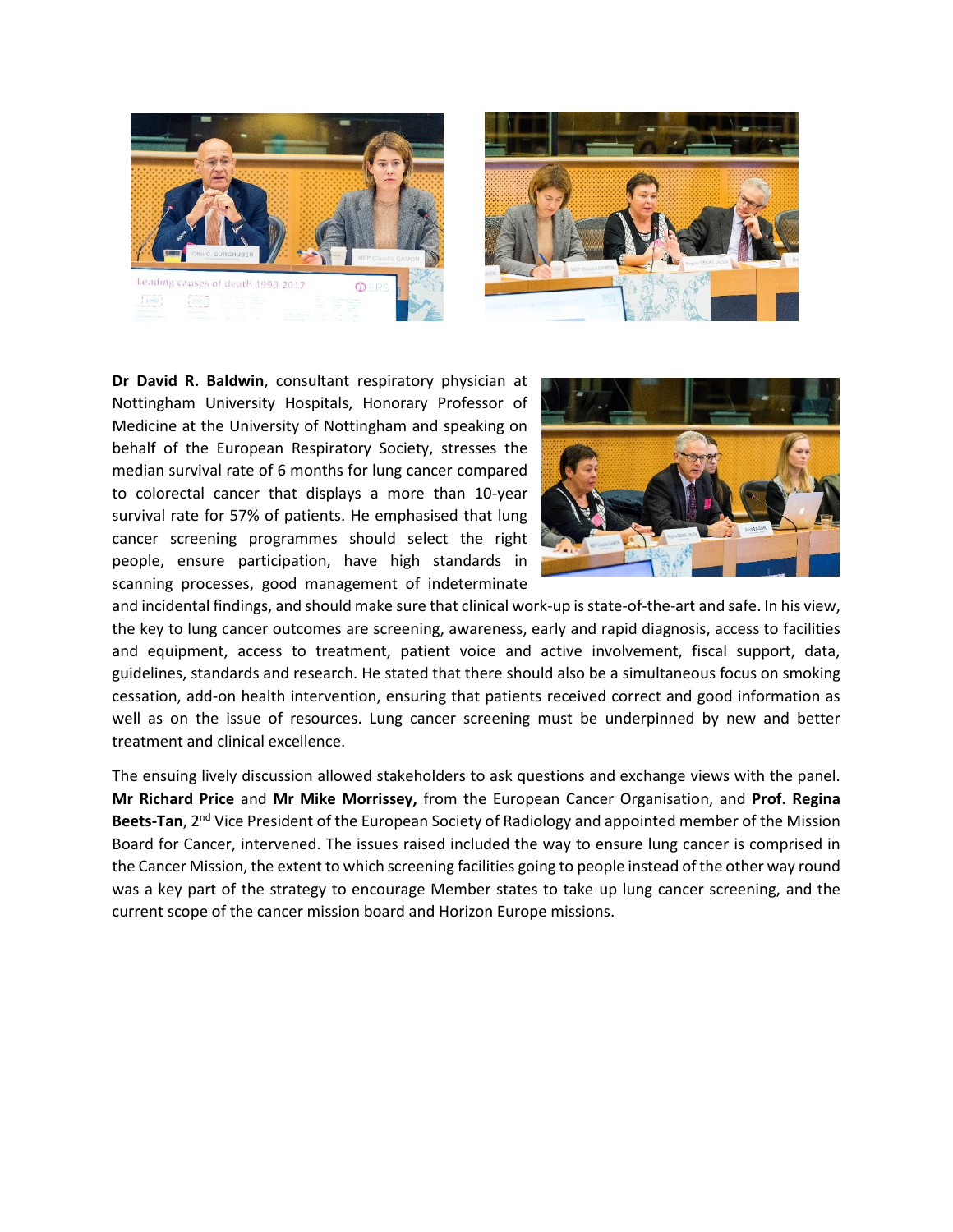**Dr David R. Baldwin**, consultant respiratory physician at Nottingham University Hospitals, Honorary Professor of Medicine at the University of Nottingham and speaking on behalf of the European Respiratory Society, stresses the median survival rate of 6 months for lung cancer compared to colorectal cancer that displays a more than 10-year survival rate for 57% of patients. He emphasised that lung cancer screening programmes should select the right people, ensure participation, have high standards in scanning processes, good management of indeterminate and incidental findings, and should make sure that clinical work-up is state-of-the-art and safe. In his view, the key to lung cancer outcomes are screening, awareness, early and rapid diagnosis, access to facilities and equipment, access to treatment, patient voice and active involvement, fiscal support, data, guidelines, standards and research. He stated that there should also be a simultaneous focus on smoking cessation, add-on health intervention, ensuring that patients received correct and good information as well as on the issue of resources. Lung cancer screening must be underpinned by new and better treatment and clinical excellence.

The ensuing lively discussion allowed stakeholders to ask questions and exchange views with the panel. **Mr Richard Price** and **Mr Mike Morrissey,** from the European Cancer Organisation, and **Prof. Regina Beets-Tan**, 2nd Vice President of the European Society of Radiology and appointed member of the Mission Board for Cancer, intervened. The issues raised included the way to ensure lung cancer is comprised in the Cancer Mission, the extent to which screening facilities going to people instead of the other way round was a key part of the strategy to encourage Member states to take up lung cancer screening, and the current scope of the cancer mission board and Horizon Europe missions.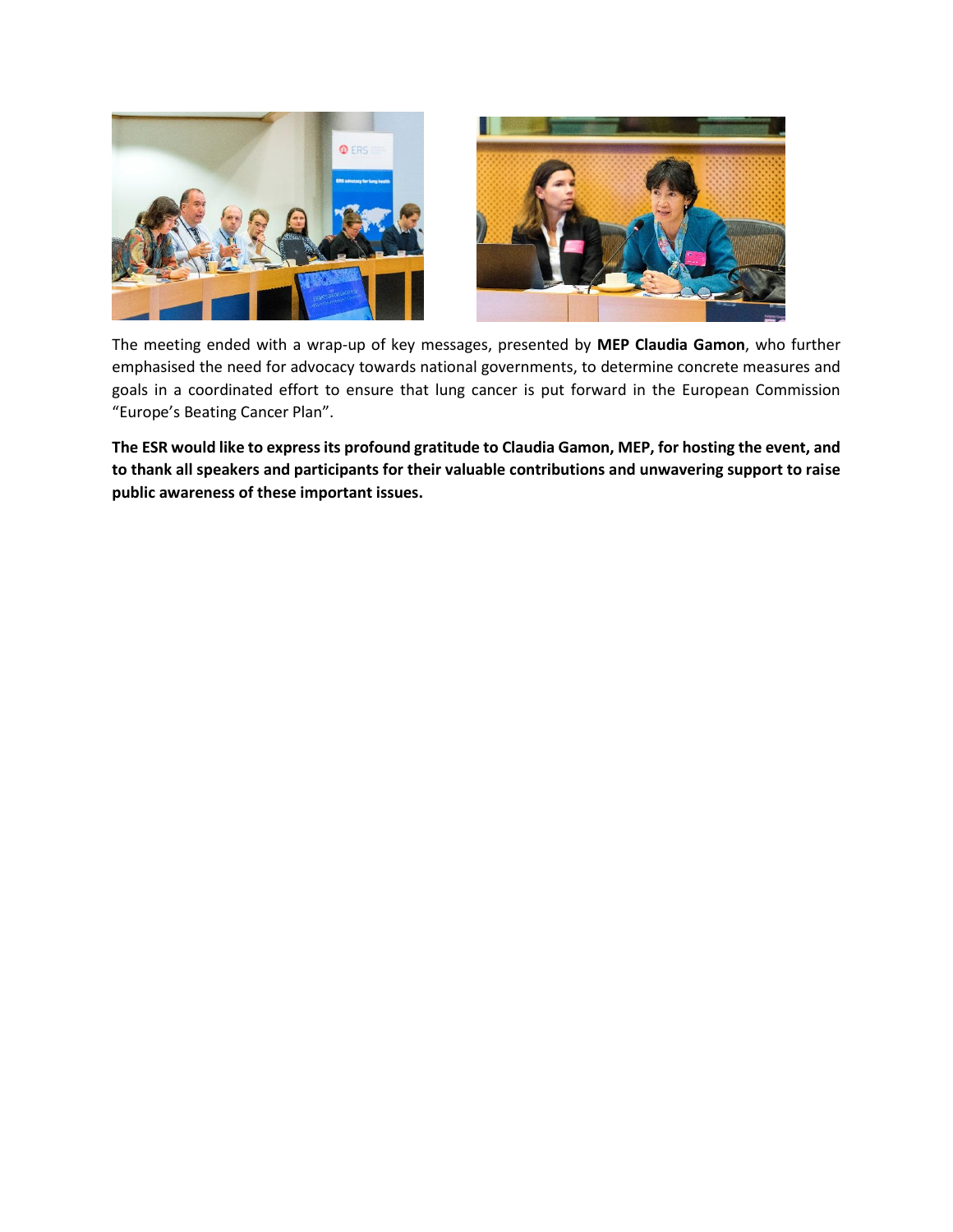The meeting ended with a wrap-up of key messages, presented by **MEP Claudia Gamon**, who further emphasised the need for advocacy towards national governments, to determine concrete measures and goals in a coordinated effort to ensure that lung cancer is put forward in the European Commission "Europe's Beating Cancer Plan".

**The ESR would like to express its profound gratitude to Claudia Gamon, MEP, for hosting the event, and to thank all speakers and participants for their valuable contributions and unwavering support to raise public awareness of these important issues.**